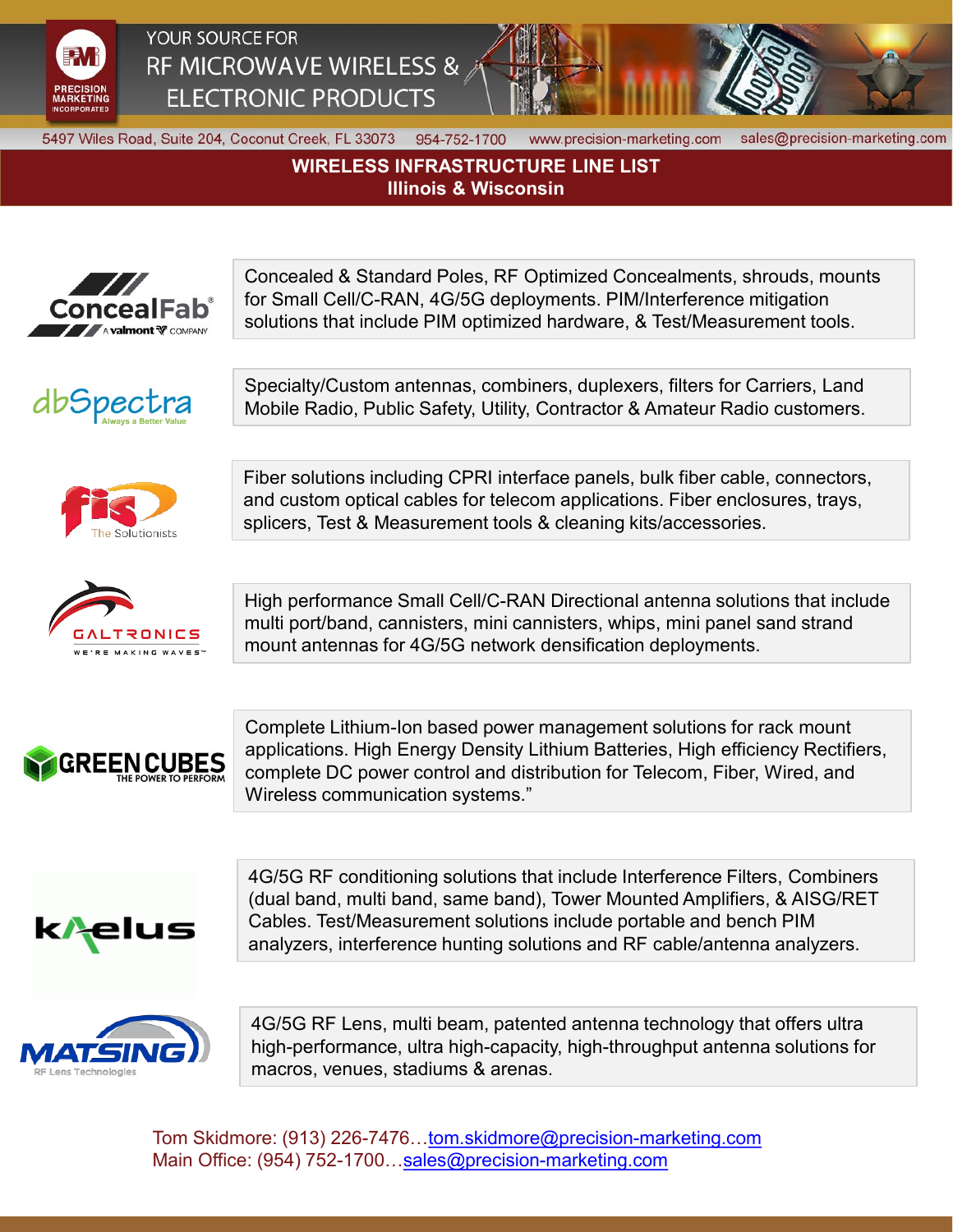PRECISION MARKETING INCORPORATED

YOUR SOURCE FOR
RF MICROWAVE WIRELESS &
ELECTRONIC PRODUCTS

5497 Wiles Road, Suite 204, Coconut Creek, FL 33073 954-752-1700 www.precision-marketing.com sales@precision-marketing.com

# WIRELESS INFRASTRUCTURE LINE LIST
## Illinois & Wisconsin

**ConcealFab** – A valmont COMPANY

Concealed & Standard Poles, RF Optimized Concealments, shrouds, mounts for Small Cell/C-RAN, 4G/5G deployments. PIM/Interference mitigation solutions that include PIM optimized hardware, & Test/Measurement tools.

**dbSpectra** – Always a Better Value

Specialty/Custom antennas, combiners, duplexers, filters for Carriers, Land Mobile Radio, Public Safety, Utility, Contractor & Amateur Radio customers.

**fis** – The Solutionists

Fiber solutions including CPRI interface panels, bulk fiber cable, connectors, and custom optical cables for telecom applications. Fiber enclosures, trays, splicers, Test & Measurement tools & cleaning kits/accessories.

**GALTRONICS** – WE'RE MAKING WAVES™

High performance Small Cell/C-RAN Directional antenna solutions that include multi port/band, cannisters, mini cannisters, whips, mini panel sand strand mount antennas for 4G/5G network densification deployments.

**GREEN CUBES** – THE POWER TO PERFORM

Complete Lithium-Ion based power management solutions for rack mount applications. High Energy Density Lithium Batteries, High efficiency Rectifiers, complete DC power control and distribution for Telecom, Fiber, Wired, and Wireless communication systems."

**kaelus**

4G/5G RF conditioning solutions that include Interference Filters, Combiners (dual band, multi band, same band), Tower Mounted Amplifiers, & AISG/RET Cables. Test/Measurement solutions include portable and bench PIM analyzers, interference hunting solutions and RF cable/antenna analyzers.

**MATSING** – RF Lens Technologies

4G/5G RF Lens, multi beam, patented antenna technology that offers ultra high-performance, ultra high-capacity, high-throughput antenna solutions for macros, venues, stadiums & arenas.

Tom Skidmore: (913) 226-7476…tom.skidmore@precision-marketing.com
Main Office: (954) 752-1700…sales@precision-marketing.com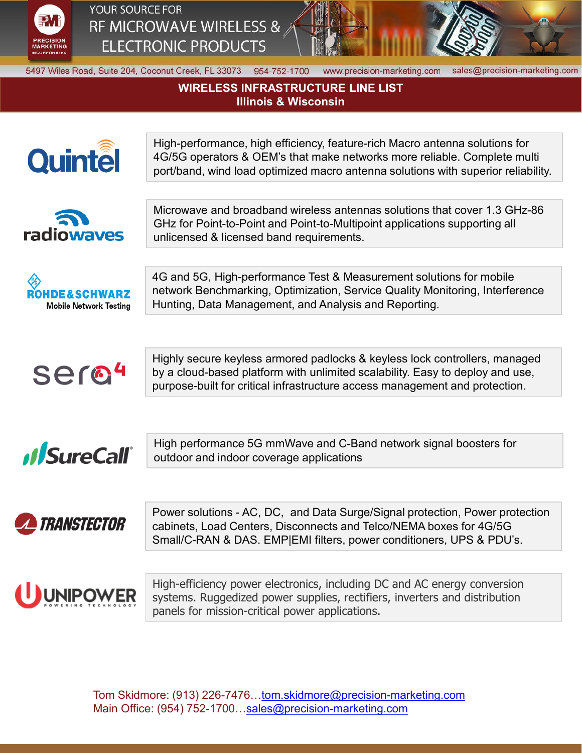YOUR SOURCE FOR RF MICROWAVE WIRELESS & ELECTRONIC PRODUCTS

PRECISION MARKETING INCORPORATED

5497 Wiles Road, Suite 204, Coconut Creek, FL 33073 954-752-1700 www.precision-marketing.com sales@precision-marketing.com

# WIRELESS INFRASTRUCTURE LINE LIST

## Illinois & Wisconsin

| | |
|---|---|
| Quintel | High-performance, high efficiency, feature-rich Macro antenna solutions for 4G/5G operators & OEM's that make networks more reliable. Complete multi port/band, wind load optimized macro antenna solutions with superior reliability. |
| radiowaves | Microwave and broadband wireless antennas solutions that cover 1.3 GHz-86 GHz for Point-to-Point and Point-to-Multipoint applications supporting all unlicensed & licensed band requirements. |
| ROHDE&SCHWARZ Mobile Network Testing | 4G and 5G, High-performance Test & Measurement solutions for mobile network Benchmarking, Optimization, Service Quality Monitoring, Interference Hunting, Data Management, and Analysis and Reporting. |
| sera4 | Highly secure keyless armored padlocks & keyless lock controllers, managed by a cloud-based platform with unlimited scalability. Easy to deploy and use, purpose-built for critical infrastructure access management and protection. |
| SureCall | High performance 5G mmWave and C-Band network signal boosters for outdoor and indoor coverage applications |
| TRANSTECTOR | Power solutions - AC, DC, and Data Surge/Signal protection, Power protection cabinets, Load Centers, Disconnects and Telco/NEMA boxes for 4G/5G Small/C-RAN & DAS. EMP\|EMI filters, power conditioners, UPS & PDU's. |
| UNIPOWER POWERING TECHNOLOGY | High-efficiency power electronics, including DC and AC energy conversion systems. Ruggedized power supplies, rectifiers, inverters and distribution panels for mission-critical power applications. |

Tom Skidmore: (913) 226-7476…tom.skidmore@precision-marketing.com
Main Office: (954) 752-1700…sales@precision-marketing.com